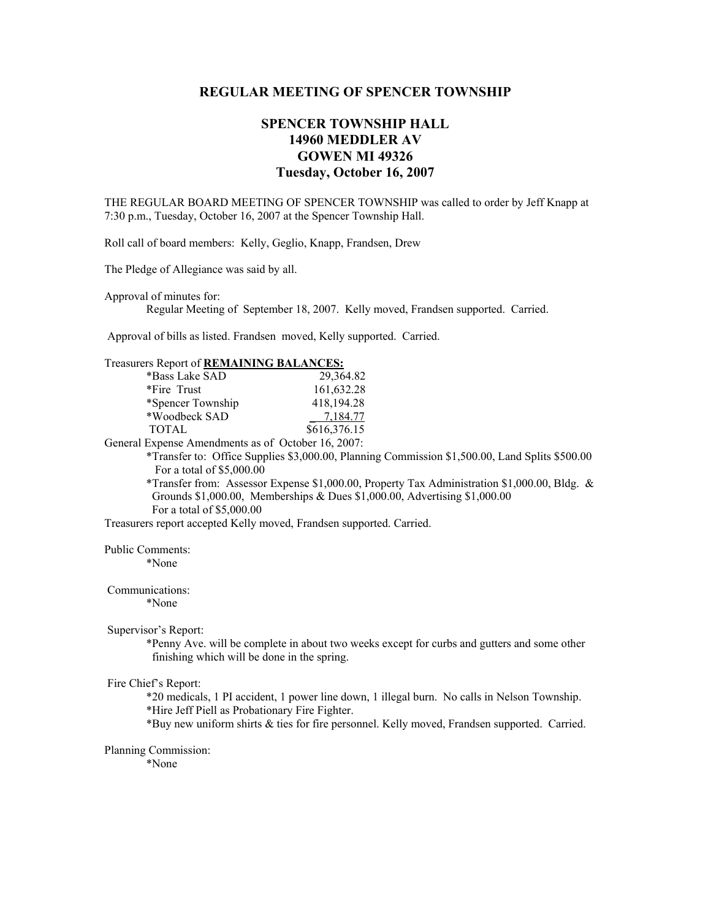# REGULAR MEETING OF SPENCER TOWNSHIP

## SPENCER TOWNSHIP HALL
## 14960 MEDDLER AV
## GOWEN MI 49326
## Tuesday, October 16, 2007

THE REGULAR BOARD MEETING OF SPENCER TOWNSHIP was called to order by Jeff Knapp at 7:30 p.m., Tuesday, October 16, 2007 at the Spencer Township Hall.

Roll call of board members: Kelly, Geglio, Knapp, Frandsen, Drew

The Pledge of Allegiance was said by all.

Approval of minutes for:

Regular Meeting of September 18, 2007. Kelly moved, Frandsen supported. Carried.

Approval of bills as listed. Frandsen moved, Kelly supported. Carried.

Treasurers Report of **REMAINING BALANCES:**

| | |
|---|---|
| *Bass Lake SAD | 29,364.82 |
| *Fire Trust | 161,632.28 |
| *Spencer Township | 418,194.28 |
| *Woodbeck SAD | 7,184.77 |
| TOTAL | $616,376.15 |

General Expense Amendments as of October 16, 2007:

*Transfer to: Office Supplies $3,000.00, Planning Commission $1,500.00, Land Splits $500.00 For a total of $5,000.00

*Transfer from: Assessor Expense $1,000.00, Property Tax Administration $1,000.00, Bldg. & Grounds $1,000.00, Memberships & Dues $1,000.00, Advertising $1,000.00 For a total of $5,000.00

Treasurers report accepted Kelly moved, Frandsen supported. Carried.

Public Comments:

*None

Communications:

*None

Supervisor's Report:

*Penny Ave. will be complete in about two weeks except for curbs and gutters and some other finishing which will be done in the spring.

Fire Chief's Report:

*20 medicals, 1 PI accident, 1 power line down, 1 illegal burn. No calls in Nelson Township.

*Hire Jeff Piell as Probationary Fire Fighter.

*Buy new uniform shirts & ties for fire personnel. Kelly moved, Frandsen supported. Carried.

Planning Commission:

*None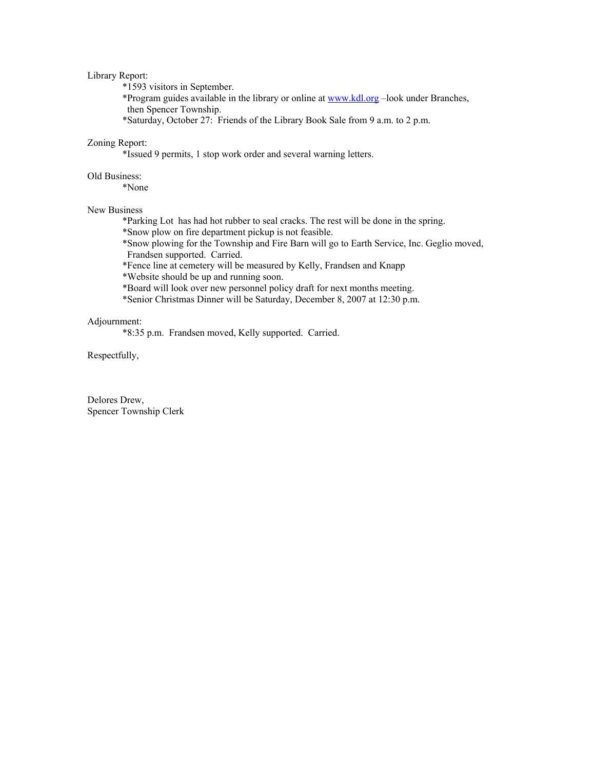Library Report:

*1593 visitors in September.
*Program guides available in the library or online at [www.kdl.org](http://www.kdl.org) –look under Branches, then Spencer Township.
*Saturday, October 27: Friends of the Library Book Sale from 9 a.m. to 2 p.m.

Zoning Report:

*Issued 9 permits, 1 stop work order and several warning letters.

Old Business:

*None

New Business

*Parking Lot has had hot rubber to seal cracks. The rest will be done in the spring.
*Snow plow on fire department pickup is not feasible.
*Snow plowing for the Township and Fire Barn will go to Earth Service, Inc. Geglio moved, Frandsen supported. Carried.
*Fence line at cemetery will be measured by Kelly, Frandsen and Knapp
*Website should be up and running soon.
*Board will look over new personnel policy draft for next months meeting.
*Senior Christmas Dinner will be Saturday, December 8, 2007 at 12:30 p.m.

Adjournment:

*8:35 p.m. Frandsen moved, Kelly supported. Carried.

Respectfully,

Delores Drew,
Spencer Township Clerk